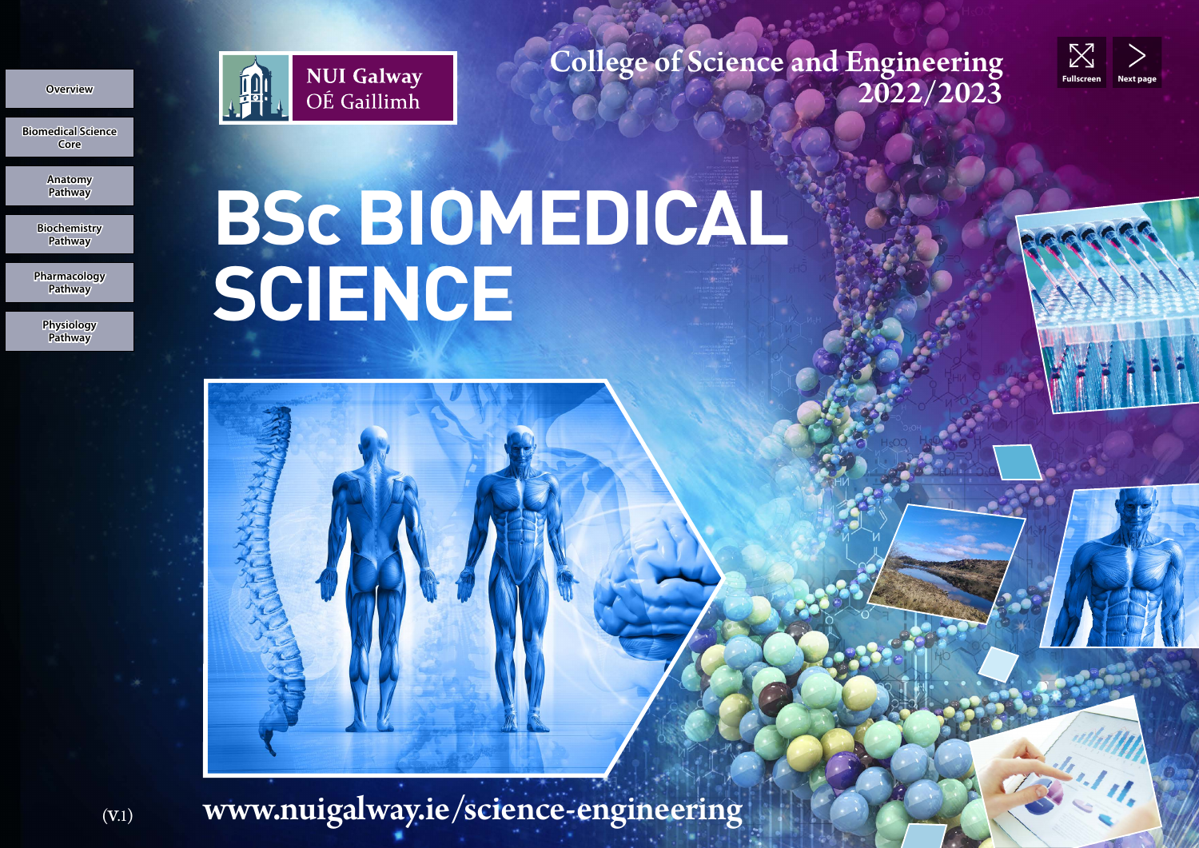- Overview
- Biomedical Science Core
- Anatomy Pathway
- Biochemistry Pathway
- Pharmacology Pathway
- Physiology Pathway

NUI Galway
OÉ Gaillimh

College of Science and Engineering
2022/2023

Fullscreen | Next page

# BSc BIOMEDICAL SCIENCE

www.nuigalway.ie/science-engineering

(V.1)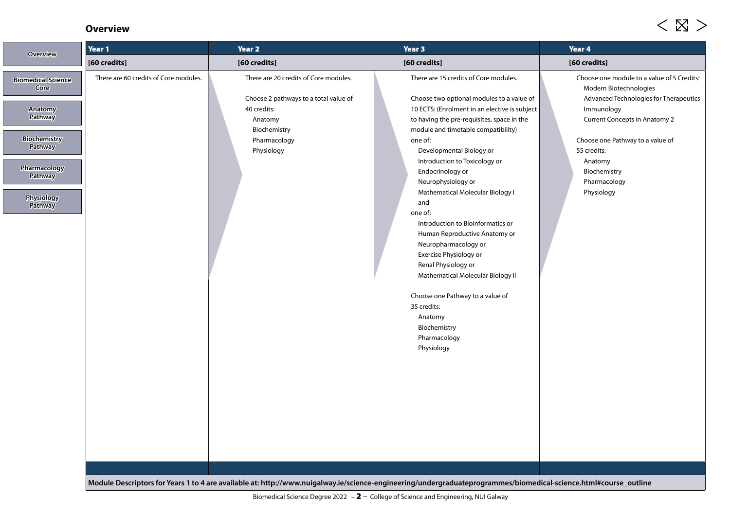## Overview

| Year 1 | Year 2 | Year 3 | Year 4 |
|---|---|---|---|
| **[60 credits]** | **[60 credits]** | **[60 credits]** | **[60 credits]** |
| There are 60 credits of Core modules. | There are 20 credits of Core modules.<br><br>Choose 2 pathways to a total value of 40 credits:<br>Anatomy<br>Biochemistry<br>Pharmacology<br>Physiology | There are 15 credits of Core modules.<br><br>Choose two optional modules to a value of 10 ECTS: (Enrolment in an elective is subject to having the pre-requisites, space in the module and timetable compatibility)<br>one of:<br>Developmental Biology or<br>Introduction to Toxicology or<br>Endocrinology or<br>Neurophysiology or<br>Mathematical Molecular Biology I<br>and<br>one of:<br>Introduction to Bioinformatics or<br>Human Reproductive Anatomy or<br>Neuropharmacology or<br>Exercise Physiology or<br>Renal Physiology or<br>Mathematical Molecular Biology II<br><br>Choose one Pathway to a value of 35 credits:<br>Anatomy<br>Biochemistry<br>Pharmacology<br>Physiology | Choose one module to a value of 5 Credits:<br>Modern Biotechnologies<br>Advanced Technologies for Therapeutics<br>Immunology<br>Current Concepts in Anatomy 2<br><br>Choose one Pathway to a value of 55 credits:<br>Anatomy<br>Biochemistry<br>Pharmacology<br>Physiology |

**Module Descriptors for Years 1 to 4 are available at: http://www.nuigalway.ie/science-engineering/undergraduateprogrammes/biomedical-science.html#course_outline**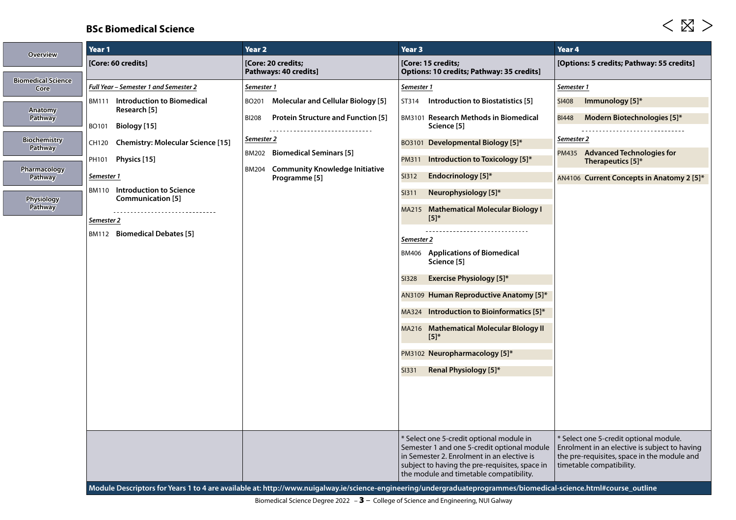## BSc Biomedical Science

| Year 1 | Year 2 | Year 3 | Year 4 |
|---|---|---|---|
| [Core: 60 credits] | [Core: 20 credits; Pathways: 40 credits] | [Core: 15 credits; Options: 10 credits; Pathway: 35 credits] | [Options: 5 credits; Pathway: 55 credits] |
| ***Full Year – Semester 1 and Semester 2*** | ***Semester 1*** | ***Semester 1*** | ***Semester 1*** |
| BM111 **Introduction to Biomedical Research [5]** | BO201 **Molecular and Cellular Biology [5]** | ST314 **Introduction to Biostatistics [5]** | SI408 **Immunology [5]*** |
| BO101 **Biology [15]** | BI208 **Protein Structure and Function [5]** | BM3101 **Research Methods in Biomedical Science [5]** | BI448 **Modern Biotechnologies [5]*** |
| CH120 **Chemistry: Molecular Science [15]** | ***Semester 2*** | BO3101 **Developmental Biology [5]*** | ***Semester 2*** |
| PH101 **Physics [15]** | BM202 **Biomedical Seminars [5]** | PM311 **Introduction to Toxicology [5]*** | PM435 **Advanced Technologies for Therapeutics [5]*** |
| ***Semester 1*** | BM204 **Community Knowledge Initiative Programme [5]** | SI312 **Endocrinology [5]*** | AN4106 **Current Concepts in Anatomy 2 [5]*** |
| BM110 **Introduction to Science Communication [5]** | | SI311 **Neurophysiology [5]*** | |
| ***Semester 2*** | | MA215 **Mathematical Molecular Biology I [5]*** | |
| BM112 **Biomedical Debates [5]** | | ***Semester 2*** | |
| | | BM406 **Applications of Biomedical Science [5]** | |
| | | SI328 **Exercise Physiology [5]*** | |
| | | AN3109 **Human Reproductive Anatomy [5]*** | |
| | | MA324 **Introduction to Bioinformatics [5]*** | |
| | | MA216 **Mathematical Molecular BIology II [5]*** | |
| | | PM3102 **Neuropharmacology [5]*** | |
| | | SI331 **Renal Physiology [5]*** | |
| | | * Select one 5-credit optional module in Semester 1 and one 5-credit optional module in Semester 2. Enrolment in an elective is subject to having the pre-requisites, space in the module and timetable compatibility. | * Select one 5-credit optional module. Enrolment in an elective is subject to having the pre-requisites, space in the module and timetable compatibility. |

**Module Descriptors for Years 1 to 4 are available at: http://www.nuigalway.ie/science-engineering/undergraduateprogrammes/biomedical-science.html#course_outline**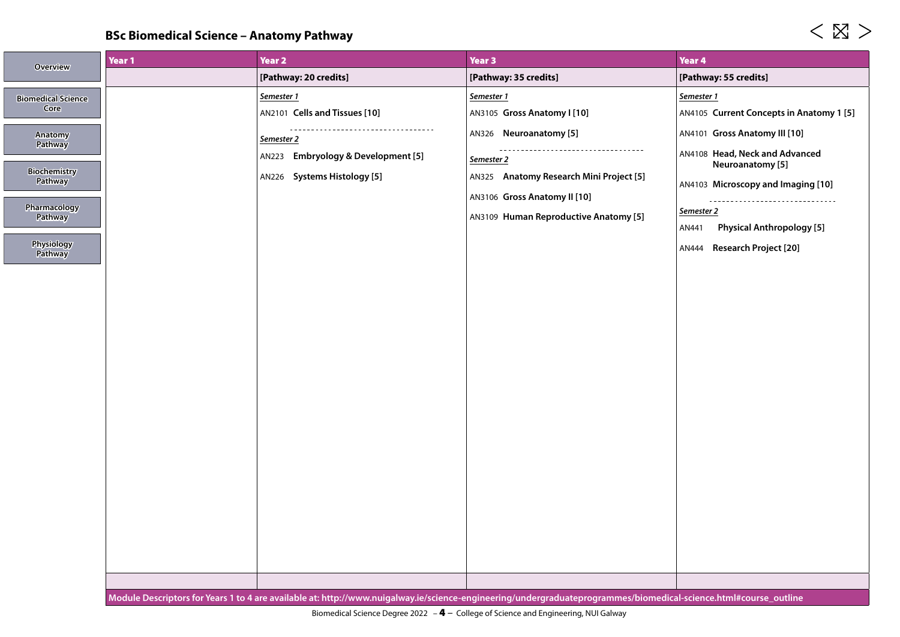## BSc Biomedical Science – Anatomy Pathway

| Year 1 | Year 2 | Year 3 | Year 4 |
|---|---|---|---|
| | [Pathway: 20 credits] | [Pathway: 35 credits] | [Pathway: 55 credits] |
| | ***Semester 1*** | ***Semester 1*** | ***Semester 1*** |
| | AN2101 **Cells and Tissues [10]** | AN3105 **Gross Anatomy I [10]** | AN4105 **Current Concepts in Anatomy 1 [5]** |
| | | AN326 **Neuroanatomy [5]** | AN4101 **Gross Anatomy III [10]** |
| | | | AN4108 **Head, Neck and Advanced Neuroanatomy [5]** |
| | | | AN4103 **Microscopy and Imaging [10]** |
| | ***Semester 2*** | ***Semester 2*** | ***Semester 2*** |
| | AN223 **Embryology & Development [5]** | AN325 **Anatomy Research Mini Project [5]** | AN441 **Physical Anthropology [5]** |
| | AN226 **Systems Histology [5]** | AN3106 **Gross Anatomy II [10]** | AN444 **Research Project [20]** |
| | | AN3109 **Human Reproductive Anatomy [5]** | |

**Module Descriptors for Years 1 to 4 are available at: http://www.nuigalway.ie/science-engineering/undergraduateprogrammes/biomedical-science.html#course_outline**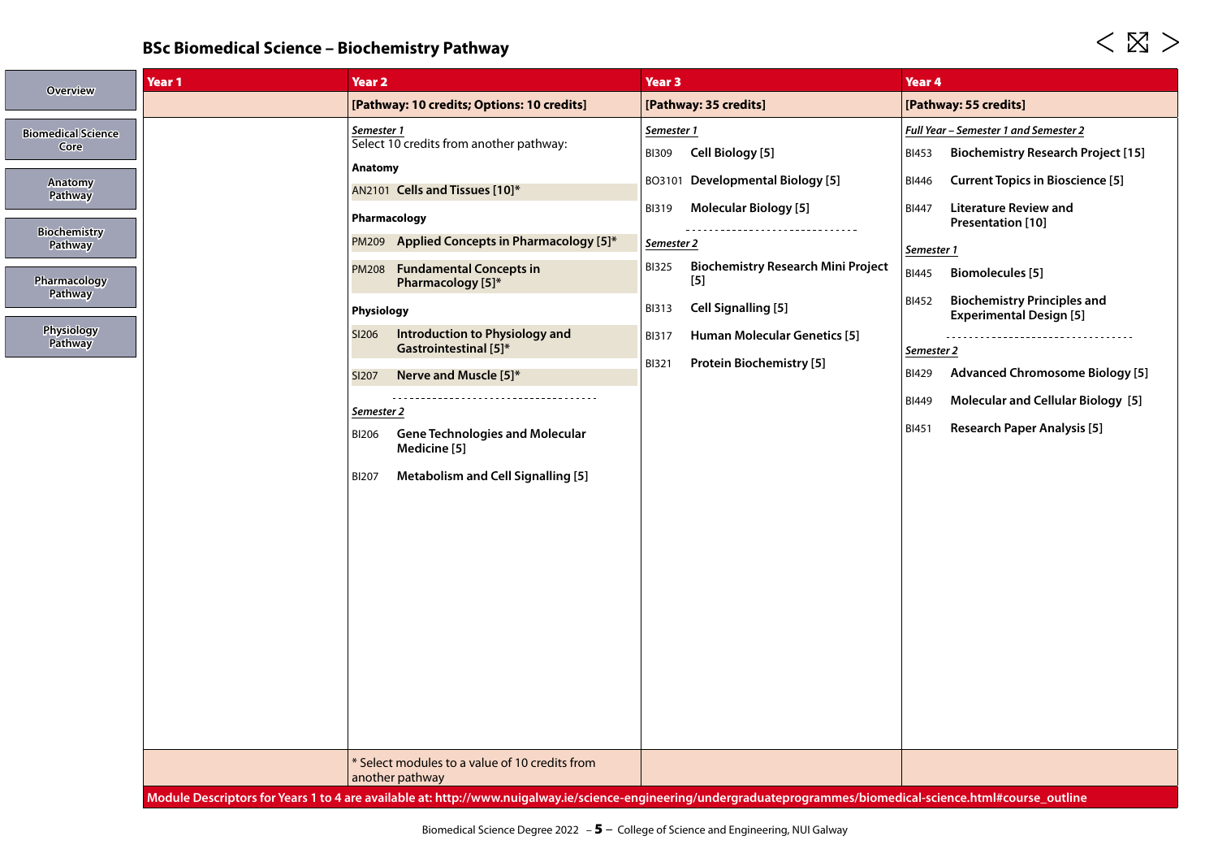# BSc Biomedical Science – Biochemistry Pathway

- Overview
- Biomedical Science Core
- Anatomy Pathway
- Biochemistry Pathway
- Pharmacology Pathway
- Physiology Pathway

## Year 1

## Year 2

**[Pathway: 10 credits; Options: 10 credits]**

*Semester 1*

Select 10 credits from another pathway:

**Anatomy**

- AN2101 **Cells and Tissues [10]***

**Pharmacology**

- PM209 **Applied Concepts in Pharmacology [5]***
- PM208 **Fundamental Concepts in Pharmacology [5]***

**Physiology**

- SI206 **Introduction to Physiology and Gastrointestinal [5]***
- SI207 **Nerve and Muscle [5]***

*Semester 2*

- BI206 **Gene Technologies and Molecular Medicine [5]**
- BI207 **Metabolism and Cell Signalling [5]**

* Select modules to a value of 10 credits from another pathway

## Year 3

**[Pathway: 35 credits]**

*Semester 1*

- BI309 **Cell Biology [5]**
- BO3101 **Developmental Biology [5]**
- BI319 **Molecular Biology [5]**

*Semester 2*

- BI325 **Biochemistry Research Mini Project [5]**
- BI313 **Cell Signalling [5]**
- BI317 **Human Molecular Genetics [5]**
- BI321 **Protein Biochemistry [5]**

## Year 4

**[Pathway: 55 credits]**

*Full Year – Semester 1 and Semester 2*

- BI453 **Biochemistry Research Project [15]**
- BI446 **Current Topics in Bioscience [5]**
- BI447 **Literature Review and Presentation [10]**

*Semester 1*

- BI445 **Biomolecules [5]**
- BI452 **Biochemistry Principles and Experimental Design [5]**

*Semester 2*

- BI429 **Advanced Chromosome Biology [5]**
- BI449 **Molecular and Cellular Biology [5]**
- BI451 **Research Paper Analysis [5]**

**Module Descriptors for Years 1 to 4 are available at: http://www.nuigalway.ie/science-engineering/undergraduateprogrammes/biomedical-science.html#course_outline**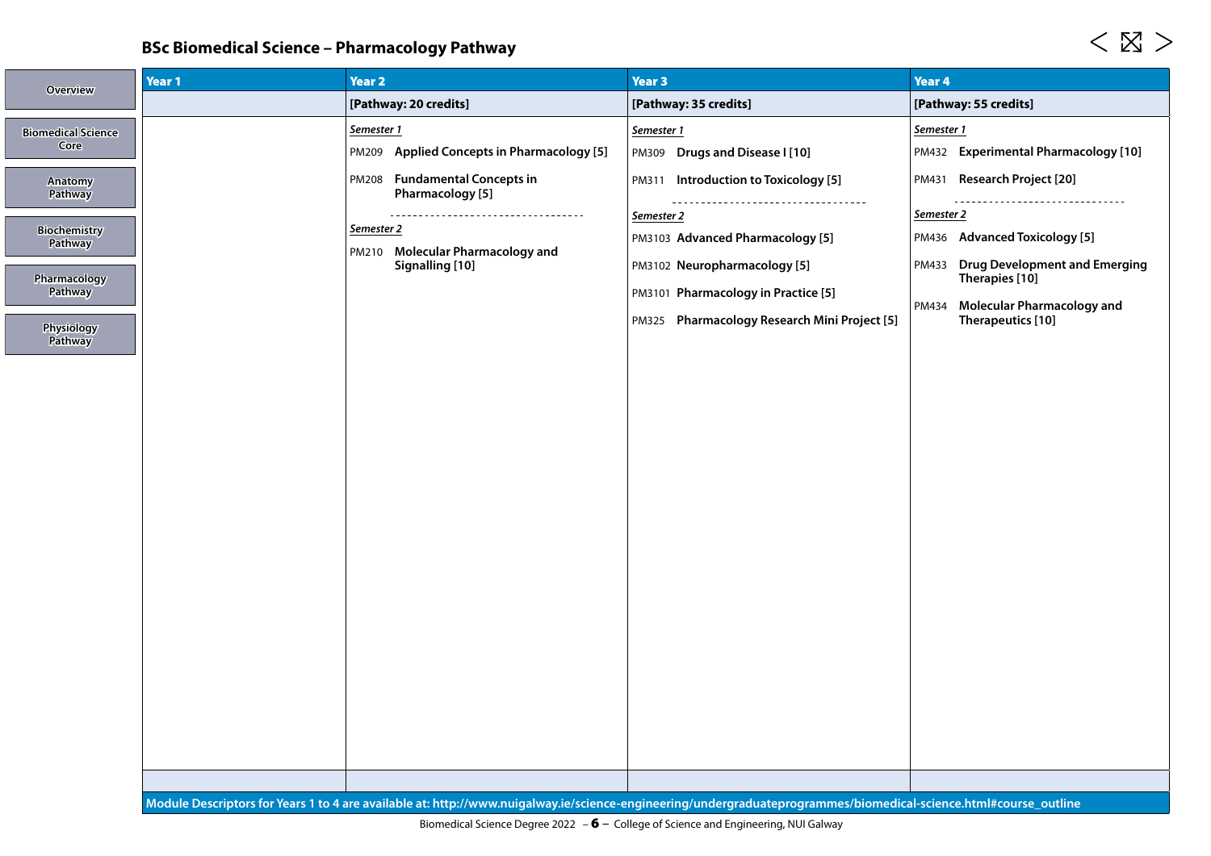## BSc Biomedical Science – Pharmacology Pathway

- Overview
- Biomedical Science Core
- Anatomy Pathway
- Biochemistry Pathway
- Pharmacology Pathway
- Physiology Pathway

| Year 1 | Year 2 | Year 3 | Year 4 |
|---|---|---|---|
| | [Pathway: 20 credits] | [Pathway: 35 credits] | [Pathway: 55 credits] |
| | *Semester 1*<br>PM209 **Applied Concepts in Pharmacology [5]**<br>PM208 **Fundamental Concepts in Pharmacology [5]**<br>*Semester 2*<br>PM210 **Molecular Pharmacology and Signalling [10]** | *Semester 1*<br>PM309 **Drugs and Disease I [10]**<br>PM311 **Introduction to Toxicology [5]**<br>*Semester 2*<br>PM3103 **Advanced Pharmacology [5]**<br>PM3102 **Neuropharmacology [5]**<br>PM3101 **Pharmacology in Practice [5]**<br>PM325 **Pharmacology Research Mini Project [5]** | *Semester 1*<br>PM432 **Experimental Pharmacology [10]**<br>PM431 **Research Project [20]**<br>*Semester 2*<br>PM436 **Advanced Toxicology [5]**<br>PM433 **Drug Development and Emerging Therapies [10]**<br>PM434 **Molecular Pharmacology and Therapeutics [10]** |

**Module Descriptors for Years 1 to 4 are available at: http://www.nuigalway.ie/science-engineering/undergraduateprogrammes/biomedical-science.html#course_outline**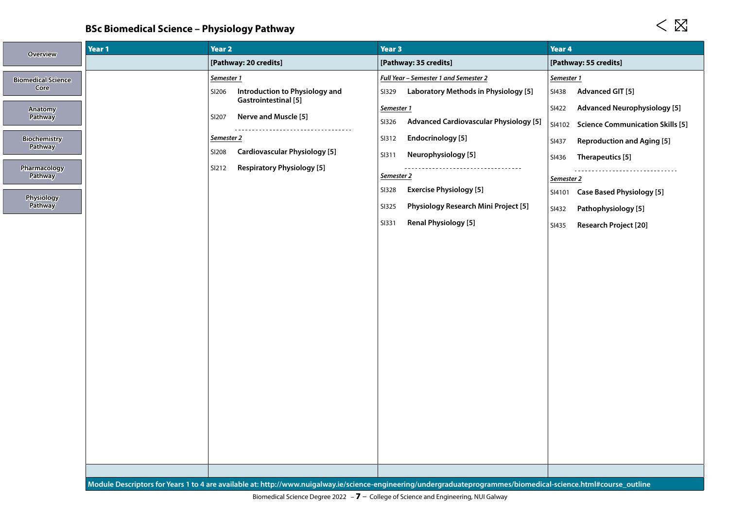## BSc Biomedical Science – Physiology Pathway

| Year 1 | Year 2 | Year 3 | Year 4 |
|---|---|---|---|
| | [Pathway: 20 credits] | [Pathway: 35 credits] | [Pathway: 55 credits] |
| | *Semester 1* | *Full Year – Semester 1 and Semester 2* | *Semester 1* |
| | SI206 **Introduction to Physiology and Gastrointestinal [5]** | SI329 **Laboratory Methods in Physiology [5]** | SI438 **Advanced GIT [5]** |
| | SI207 **Nerve and Muscle [5]** | *Semester 1* | SI422 **Advanced Neurophysiology [5]** |
| | *Semester 2* | SI326 **Advanced Cardiovascular Physiology [5]** | SI4102 **Science Communication Skills [5]** |
| | SI208 **Cardiovascular Physiology [5]** | SI312 **Endocrinology [5]** | SI437 **Reproduction and Aging [5]** |
| | SI212 **Respiratory Physiology [5]** | SI311 **Neurophysiology [5]** | SI436 **Therapeutics [5]** |
| | | *Semester 2* | *Semester 2* |
| | | SI328 **Exercise Physiology [5]** | SI4101 **Case Based Physiology [5]** |
| | | SI325 **Physiology Research Mini Project [5]** | SI432 **Pathophysiology [5]** |
| | | SI331 **Renal Physiology [5]** | SI435 **Research Project [20]** |

**Module Descriptors for Years 1 to 4 are available at: http://www.nuigalway.ie/science-engineering/undergraduateprogrammes/biomedical-science.html#course_outline**